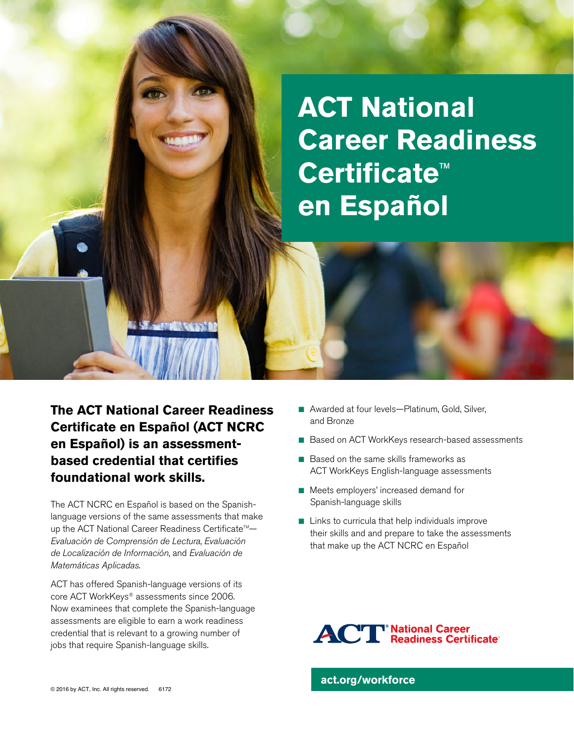# ACT National Career Readiness Certificate™ en Español

**The ACT National Career Readiness Certificate en Español (ACT NCRC en Español) is an assessment-based credential that certifies foundational work skills.**

The ACT NCRC en Español is based on the Spanish-language versions of the same assessments that make up the ACT National Career Readiness Certificate™—*Evaluación de Comprensión de Lectura*, *Evaluación de Localización de Información*, and *Evaluación de Matemáticas Aplicadas*.

ACT has offered Spanish-language versions of its core ACT WorkKeys® assessments since 2006. Now examinees that complete the Spanish-language assessments are eligible to earn a work readiness credential that is relevant to a growing number of jobs that require Spanish-language skills.

- Awarded at four levels—Platinum, Gold, Silver, and Bronze
- Based on ACT WorkKeys research-based assessments
- Based on the same skills frameworks as ACT WorkKeys English-language assessments
- Meets employers' increased demand for Spanish-language skills
- Links to curricula that help individuals improve their skills and and prepare to take the assessments that make up the ACT NCRC en Español

ACT® National Career Readiness Certificate™

act.org/workforce

© 2016 by ACT, Inc. All rights reserved. 6172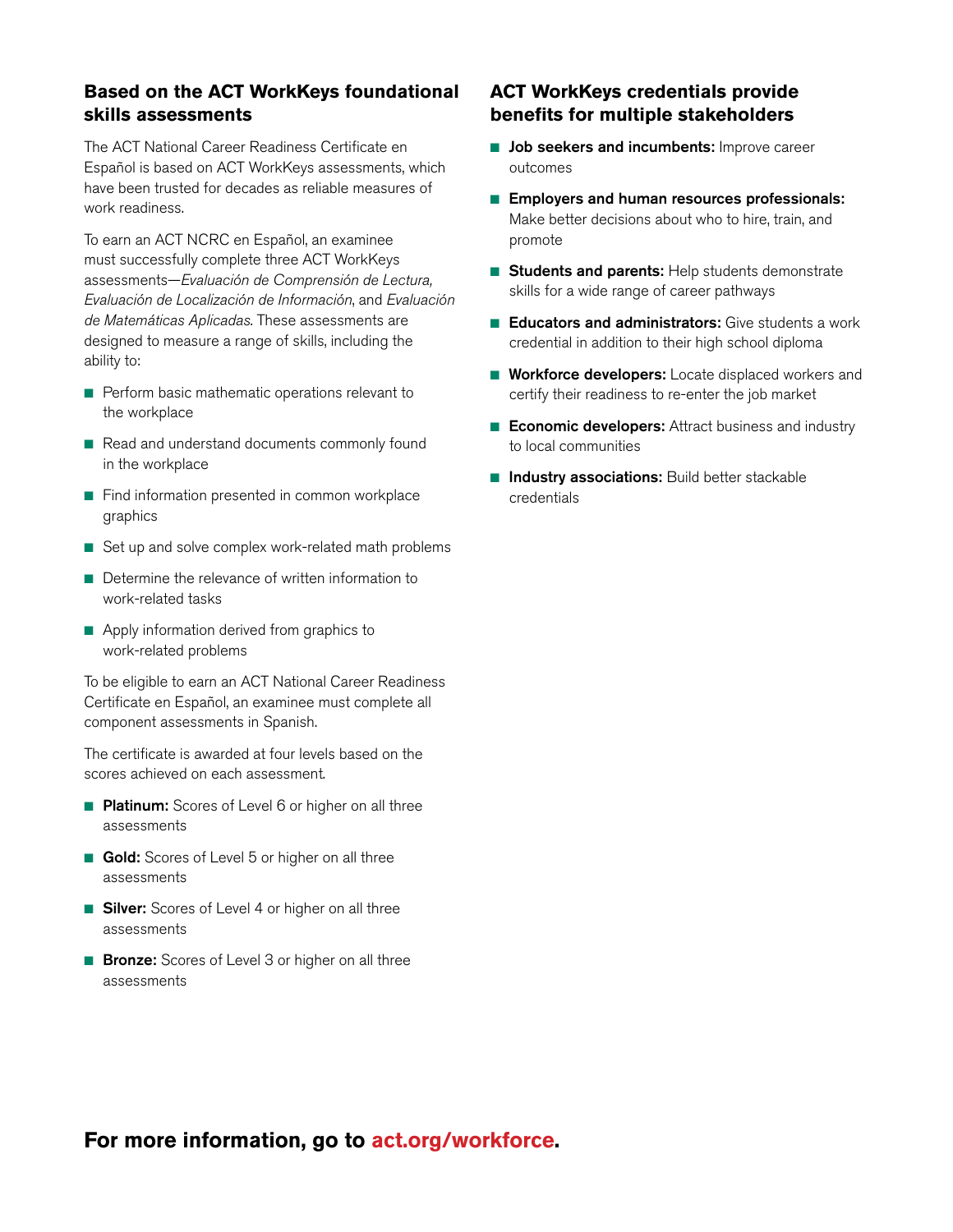## Based on the ACT WorkKeys foundational skills assessments

The ACT National Career Readiness Certificate en Español is based on ACT WorkKeys assessments, which have been trusted for decades as reliable measures of work readiness.

To earn an ACT NCRC en Español, an examinee must successfully complete three ACT WorkKeys assessments—*Evaluación de Comprensión de Lectura, Evaluación de Localización de Información*, and *Evaluación de Matemáticas Aplicadas*. These assessments are designed to measure a range of skills, including the ability to:

- Perform basic mathematic operations relevant to the workplace
- Read and understand documents commonly found in the workplace
- Find information presented in common workplace graphics
- Set up and solve complex work-related math problems
- Determine the relevance of written information to work-related tasks
- Apply information derived from graphics to work-related problems

To be eligible to earn an ACT National Career Readiness Certificate en Español, an examinee must complete all component assessments in Spanish.

The certificate is awarded at four levels based on the scores achieved on each assessment.

- **Platinum:** Scores of Level 6 or higher on all three assessments
- **Gold:** Scores of Level 5 or higher on all three assessments
- **Silver:** Scores of Level 4 or higher on all three assessments
- **Bronze:** Scores of Level 3 or higher on all three assessments

## ACT WorkKeys credentials provide benefits for multiple stakeholders

- **Job seekers and incumbents:** Improve career outcomes
- **Employers and human resources professionals:** Make better decisions about who to hire, train, and promote
- **Students and parents:** Help students demonstrate skills for a wide range of career pathways
- **Educators and administrators:** Give students a work credential in addition to their high school diploma
- **Workforce developers:** Locate displaced workers and certify their readiness to re-enter the job market
- **Economic developers:** Attract business and industry to local communities
- **Industry associations:** Build better stackable credentials

## For more information, go to act.org/workforce.